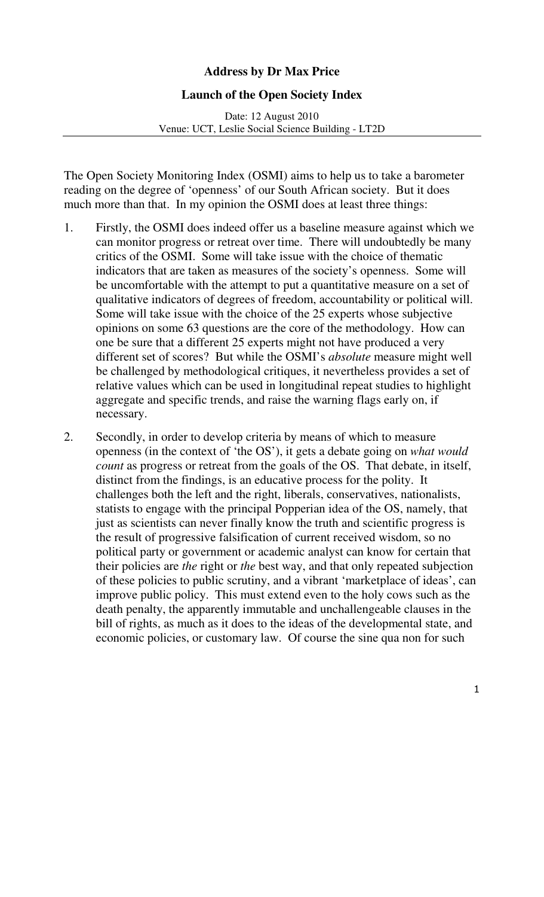**Address by Dr Max Price**

**Launch of the Open Society Index**

Date: 12 August 2010
Venue: UCT, Leslie Social Science Building - LT2D

---

The Open Society Monitoring Index (OSMI) aims to help us to take a barometer reading on the degree of 'openness' of our South African society. But it does much more than that. In my opinion the OSMI does at least three things:

1. Firstly, the OSMI does indeed offer us a baseline measure against which we can monitor progress or retreat over time. There will undoubtedly be many critics of the OSMI. Some will take issue with the choice of thematic indicators that are taken as measures of the society's openness. Some will be uncomfortable with the attempt to put a quantitative measure on a set of qualitative indicators of degrees of freedom, accountability or political will. Some will take issue with the choice of the 25 experts whose subjective opinions on some 63 questions are the core of the methodology. How can one be sure that a different 25 experts might not have produced a very different set of scores? But while the OSMI's *absolute* measure might well be challenged by methodological critiques, it nevertheless provides a set of relative values which can be used in longitudinal repeat studies to highlight aggregate and specific trends, and raise the warning flags early on, if necessary.

2. Secondly, in order to develop criteria by means of which to measure openness (in the context of 'the OS'), it gets a debate going on *what would count* as progress or retreat from the goals of the OS. That debate, in itself, distinct from the findings, is an educative process for the polity. It challenges both the left and the right, liberals, conservatives, nationalists, statists to engage with the principal Popperian idea of the OS, namely, that just as scientists can never finally know the truth and scientific progress is the result of progressive falsification of current received wisdom, so no political party or government or academic analyst can know for certain that their policies are *the* right or *the* best way, and that only repeated subjection of these policies to public scrutiny, and a vibrant 'marketplace of ideas', can improve public policy. This must extend even to the holy cows such as the death penalty, the apparently immutable and unchallengeable clauses in the bill of rights, as much as it does to the ideas of the developmental state, and economic policies, or customary law. Of course the sine qua non for such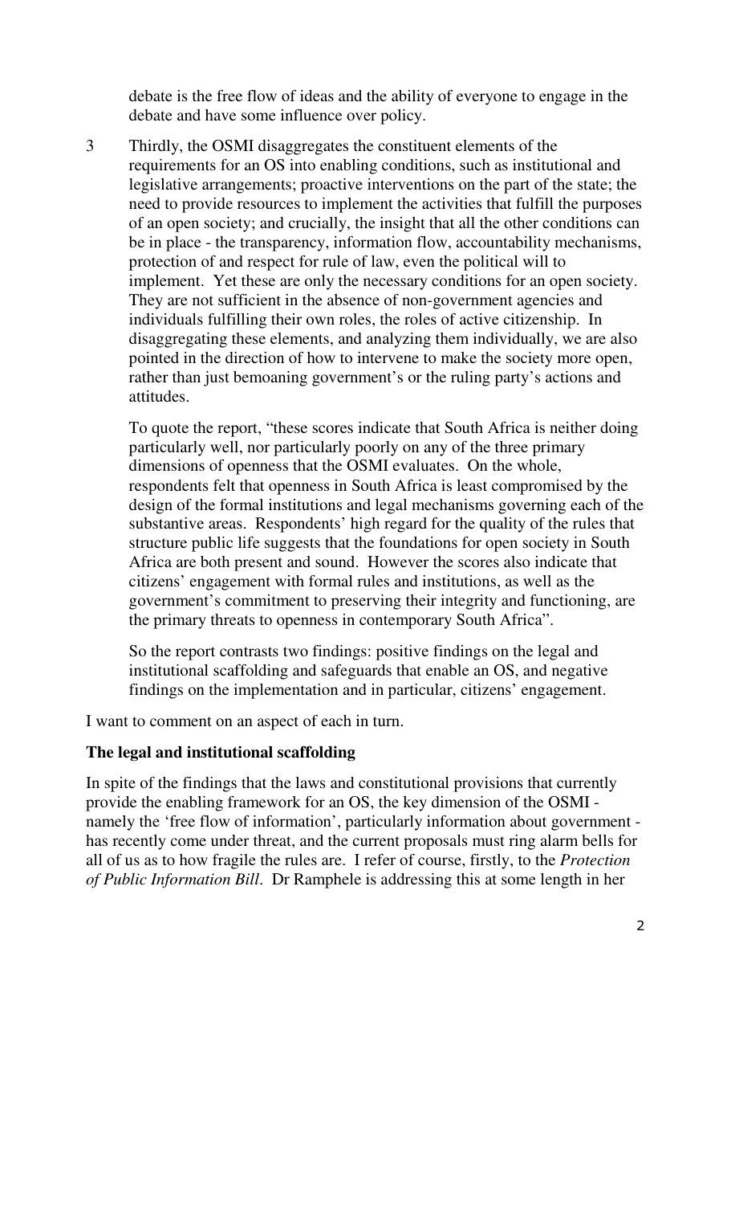debate is the free flow of ideas and the ability of everyone to engage in the debate and have some influence over policy.

3 Thirdly, the OSMI disaggregates the constituent elements of the requirements for an OS into enabling conditions, such as institutional and legislative arrangements; proactive interventions on the part of the state; the need to provide resources to implement the activities that fulfill the purposes of an open society; and crucially, the insight that all the other conditions can be in place - the transparency, information flow, accountability mechanisms, protection of and respect for rule of law, even the political will to implement. Yet these are only the necessary conditions for an open society. They are not sufficient in the absence of non-government agencies and individuals fulfilling their own roles, the roles of active citizenship. In disaggregating these elements, and analyzing them individually, we are also pointed in the direction of how to intervene to make the society more open, rather than just bemoaning government's or the ruling party's actions and attitudes.

To quote the report, "these scores indicate that South Africa is neither doing particularly well, nor particularly poorly on any of the three primary dimensions of openness that the OSMI evaluates. On the whole, respondents felt that openness in South Africa is least compromised by the design of the formal institutions and legal mechanisms governing each of the substantive areas. Respondents' high regard for the quality of the rules that structure public life suggests that the foundations for open society in South Africa are both present and sound. However the scores also indicate that citizens' engagement with formal rules and institutions, as well as the government's commitment to preserving their integrity and functioning, are the primary threats to openness in contemporary South Africa".

So the report contrasts two findings: positive findings on the legal and institutional scaffolding and safeguards that enable an OS, and negative findings on the implementation and in particular, citizens' engagement.

I want to comment on an aspect of each in turn.

**The legal and institutional scaffolding**

In spite of the findings that the laws and constitutional provisions that currently provide the enabling framework for an OS, the key dimension of the OSMI - namely the 'free flow of information', particularly information about government - has recently come under threat, and the current proposals must ring alarm bells for all of us as to how fragile the rules are. I refer of course, firstly, to the *Protection of Public Information Bill*. Dr Ramphele is addressing this at some length in her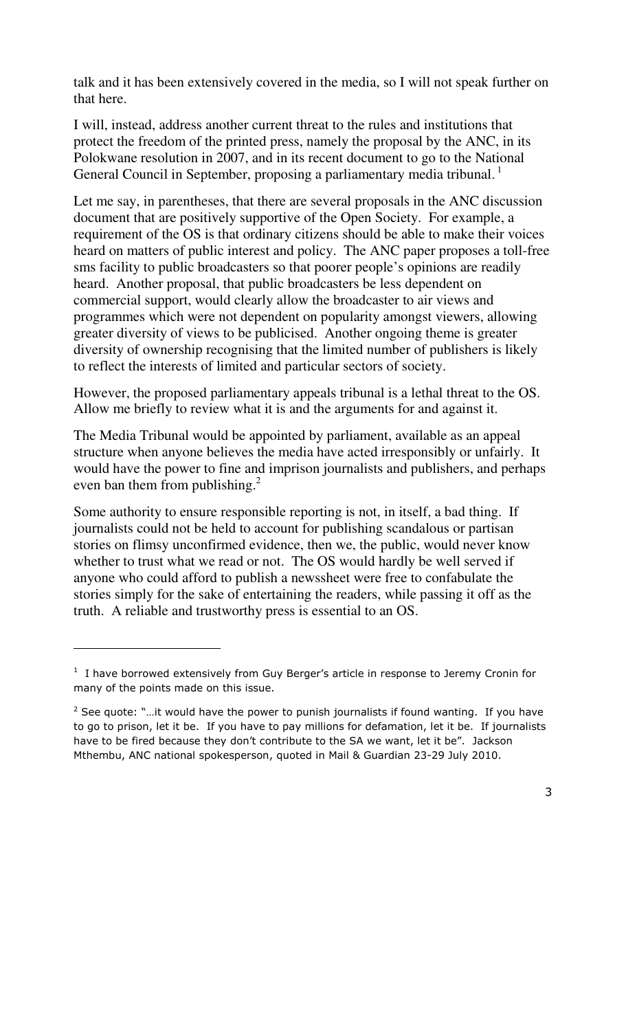talk and it has been extensively covered in the media, so I will not speak further on that here.

I will, instead, address another current threat to the rules and institutions that protect the freedom of the printed press, namely the proposal by the ANC, in its Polokwane resolution in 2007, and in its recent document to go to the National General Council in September, proposing a parliamentary media tribunal.[1]

Let me say, in parentheses, that there are several proposals in the ANC discussion document that are positively supportive of the Open Society. For example, a requirement of the OS is that ordinary citizens should be able to make their voices heard on matters of public interest and policy. The ANC paper proposes a toll-free sms facility to public broadcasters so that poorer people's opinions are readily heard. Another proposal, that public broadcasters be less dependent on commercial support, would clearly allow the broadcaster to air views and programmes which were not dependent on popularity amongst viewers, allowing greater diversity of views to be publicised. Another ongoing theme is greater diversity of ownership recognising that the limited number of publishers is likely to reflect the interests of limited and particular sectors of society.

However, the proposed parliamentary appeals tribunal is a lethal threat to the OS. Allow me briefly to review what it is and the arguments for and against it.

The Media Tribunal would be appointed by parliament, available as an appeal structure when anyone believes the media have acted irresponsibly or unfairly. It would have the power to fine and imprison journalists and publishers, and perhaps even ban them from publishing.[2]

Some authority to ensure responsible reporting is not, in itself, a bad thing. If journalists could not be held to account for publishing scandalous or partisan stories on flimsy unconfirmed evidence, then we, the public, would never know whether to trust what we read or not. The OS would hardly be well served if anyone who could afford to publish a newssheet were free to confabulate the stories simply for the sake of entertaining the readers, while passing it off as the truth. A reliable and trustworthy press is essential to an OS.

---

[1] I have borrowed extensively from Guy Berger's article in response to Jeremy Cronin for many of the points made on this issue.

[2] See quote: "…it would have the power to punish journalists if found wanting. If you have to go to prison, let it be. If you have to pay millions for defamation, let it be. If journalists have to be fired because they don't contribute to the SA we want, let it be". Jackson Mthembu, ANC national spokesperson, quoted in Mail & Guardian 23-29 July 2010.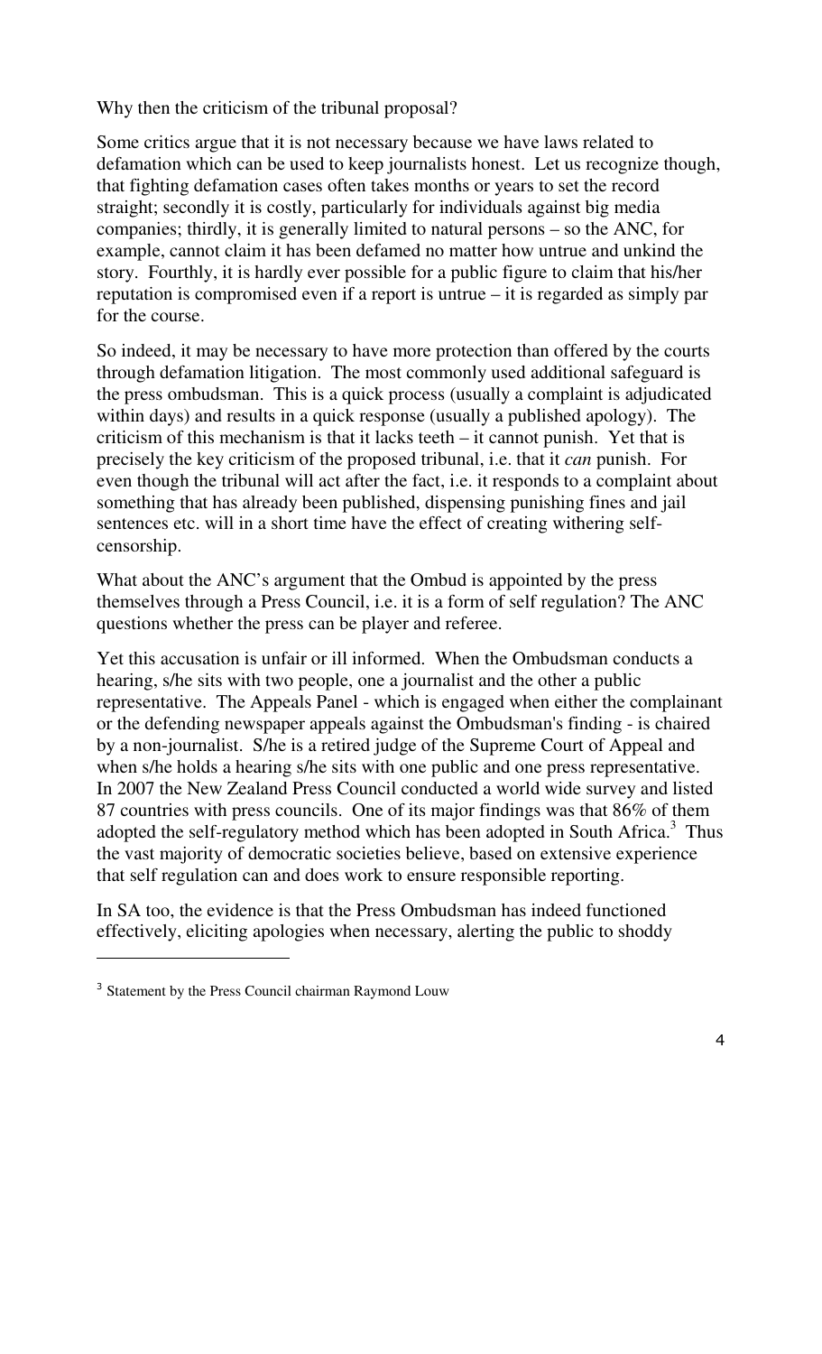Why then the criticism of the tribunal proposal?

Some critics argue that it is not necessary because we have laws related to defamation which can be used to keep journalists honest. Let us recognize though, that fighting defamation cases often takes months or years to set the record straight; secondly it is costly, particularly for individuals against big media companies; thirdly, it is generally limited to natural persons – so the ANC, for example, cannot claim it has been defamed no matter how untrue and unkind the story. Fourthly, it is hardly ever possible for a public figure to claim that his/her reputation is compromised even if a report is untrue – it is regarded as simply par for the course.

So indeed, it may be necessary to have more protection than offered by the courts through defamation litigation. The most commonly used additional safeguard is the press ombudsman. This is a quick process (usually a complaint is adjudicated within days) and results in a quick response (usually a published apology). The criticism of this mechanism is that it lacks teeth – it cannot punish. Yet that is precisely the key criticism of the proposed tribunal, i.e. that it *can* punish. For even though the tribunal will act after the fact, i.e. it responds to a complaint about something that has already been published, dispensing punishing fines and jail sentences etc. will in a short time have the effect of creating withering self-censorship.

What about the ANC's argument that the Ombud is appointed by the press themselves through a Press Council, i.e. it is a form of self regulation? The ANC questions whether the press can be player and referee.

Yet this accusation is unfair or ill informed. When the Ombudsman conducts a hearing, s/he sits with two people, one a journalist and the other a public representative. The Appeals Panel - which is engaged when either the complainant or the defending newspaper appeals against the Ombudsman's finding - is chaired by a non-journalist. S/he is a retired judge of the Supreme Court of Appeal and when s/he holds a hearing s/he sits with one public and one press representative. In 2007 the New Zealand Press Council conducted a world wide survey and listed 87 countries with press councils. One of its major findings was that 86% of them adopted the self-regulatory method which has been adopted in South Africa.[3] Thus the vast majority of democratic societies believe, based on extensive experience that self regulation can and does work to ensure responsible reporting.

In SA too, the evidence is that the Press Ombudsman has indeed functioned effectively, eliciting apologies when necessary, alerting the public to shoddy

---

[3] Statement by the Press Council chairman Raymond Louw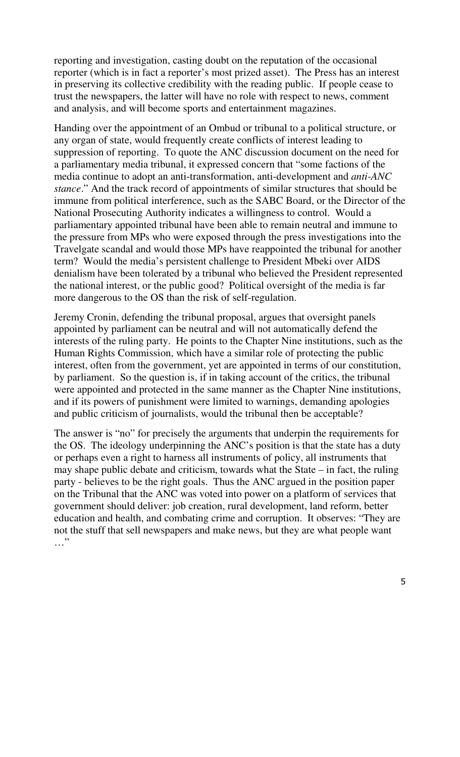reporting and investigation, casting doubt on the reputation of the occasional reporter (which is in fact a reporter's most prized asset). The Press has an interest in preserving its collective credibility with the reading public. If people cease to trust the newspapers, the latter will have no role with respect to news, comment and analysis, and will become sports and entertainment magazines.

Handing over the appointment of an Ombud or tribunal to a political structure, or any organ of state, would frequently create conflicts of interest leading to suppression of reporting. To quote the ANC discussion document on the need for a parliamentary media tribunal, it expressed concern that "some factions of the media continue to adopt an anti-transformation, anti-development and *anti-ANC stance*." And the track record of appointments of similar structures that should be immune from political interference, such as the SABC Board, or the Director of the National Prosecuting Authority indicates a willingness to control. Would a parliamentary appointed tribunal have been able to remain neutral and immune to the pressure from MPs who were exposed through the press investigations into the Travelgate scandal and would those MPs have reappointed the tribunal for another term? Would the media's persistent challenge to President Mbeki over AIDS denialism have been tolerated by a tribunal who believed the President represented the national interest, or the public good? Political oversight of the media is far more dangerous to the OS than the risk of self-regulation.

Jeremy Cronin, defending the tribunal proposal, argues that oversight panels appointed by parliament can be neutral and will not automatically defend the interests of the ruling party. He points to the Chapter Nine institutions, such as the Human Rights Commission, which have a similar role of protecting the public interest, often from the government, yet are appointed in terms of our constitution, by parliament. So the question is, if in taking account of the critics, the tribunal were appointed and protected in the same manner as the Chapter Nine institutions, and if its powers of punishment were limited to warnings, demanding apologies and public criticism of journalists, would the tribunal then be acceptable?

The answer is "no" for precisely the arguments that underpin the requirements for the OS. The ideology underpinning the ANC's position is that the state has a duty or perhaps even a right to harness all instruments of policy, all instruments that may shape public debate and criticism, towards what the State – in fact, the ruling party - believes to be the right goals. Thus the ANC argued in the position paper on the Tribunal that the ANC was voted into power on a platform of services that government should deliver: job creation, rural development, land reform, better education and health, and combating crime and corruption. It observes: "They are not the stuff that sell newspapers and make news, but they are what people want …"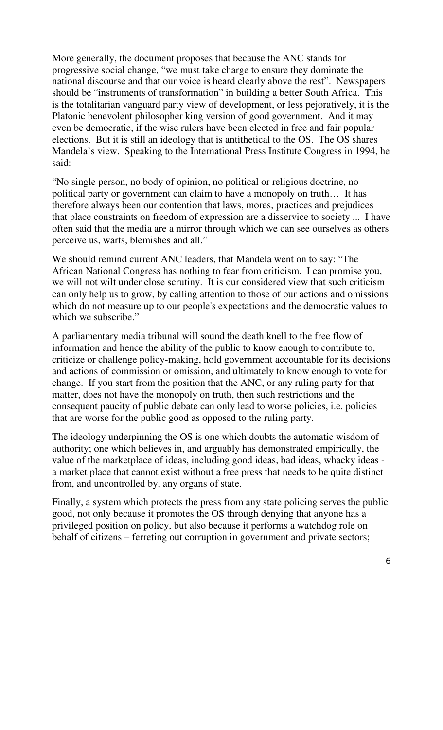More generally, the document proposes that because the ANC stands for progressive social change, "we must take charge to ensure they dominate the national discourse and that our voice is heard clearly above the rest". Newspapers should be "instruments of transformation" in building a better South Africa. This is the totalitarian vanguard party view of development, or less pejoratively, it is the Platonic benevolent philosopher king version of good government. And it may even be democratic, if the wise rulers have been elected in free and fair popular elections. But it is still an ideology that is antithetical to the OS. The OS shares Mandela's view. Speaking to the International Press Institute Congress in 1994, he said:

"No single person, no body of opinion, no political or religious doctrine, no political party or government can claim to have a monopoly on truth… It has therefore always been our contention that laws, mores, practices and prejudices that place constraints on freedom of expression are a disservice to society ... I have often said that the media are a mirror through which we can see ourselves as others perceive us, warts, blemishes and all."

We should remind current ANC leaders, that Mandela went on to say: "The African National Congress has nothing to fear from criticism. I can promise you, we will not wilt under close scrutiny. It is our considered view that such criticism can only help us to grow, by calling attention to those of our actions and omissions which do not measure up to our people's expectations and the democratic values to which we subscribe."

A parliamentary media tribunal will sound the death knell to the free flow of information and hence the ability of the public to know enough to contribute to, criticize or challenge policy-making, hold government accountable for its decisions and actions of commission or omission, and ultimately to know enough to vote for change. If you start from the position that the ANC, or any ruling party for that matter, does not have the monopoly on truth, then such restrictions and the consequent paucity of public debate can only lead to worse policies, i.e. policies that are worse for the public good as opposed to the ruling party.

The ideology underpinning the OS is one which doubts the automatic wisdom of authority; one which believes in, and arguably has demonstrated empirically, the value of the marketplace of ideas, including good ideas, bad ideas, whacky ideas - a market place that cannot exist without a free press that needs to be quite distinct from, and uncontrolled by, any organs of state.

Finally, a system which protects the press from any state policing serves the public good, not only because it promotes the OS through denying that anyone has a privileged position on policy, but also because it performs a watchdog role on behalf of citizens – ferreting out corruption in government and private sectors;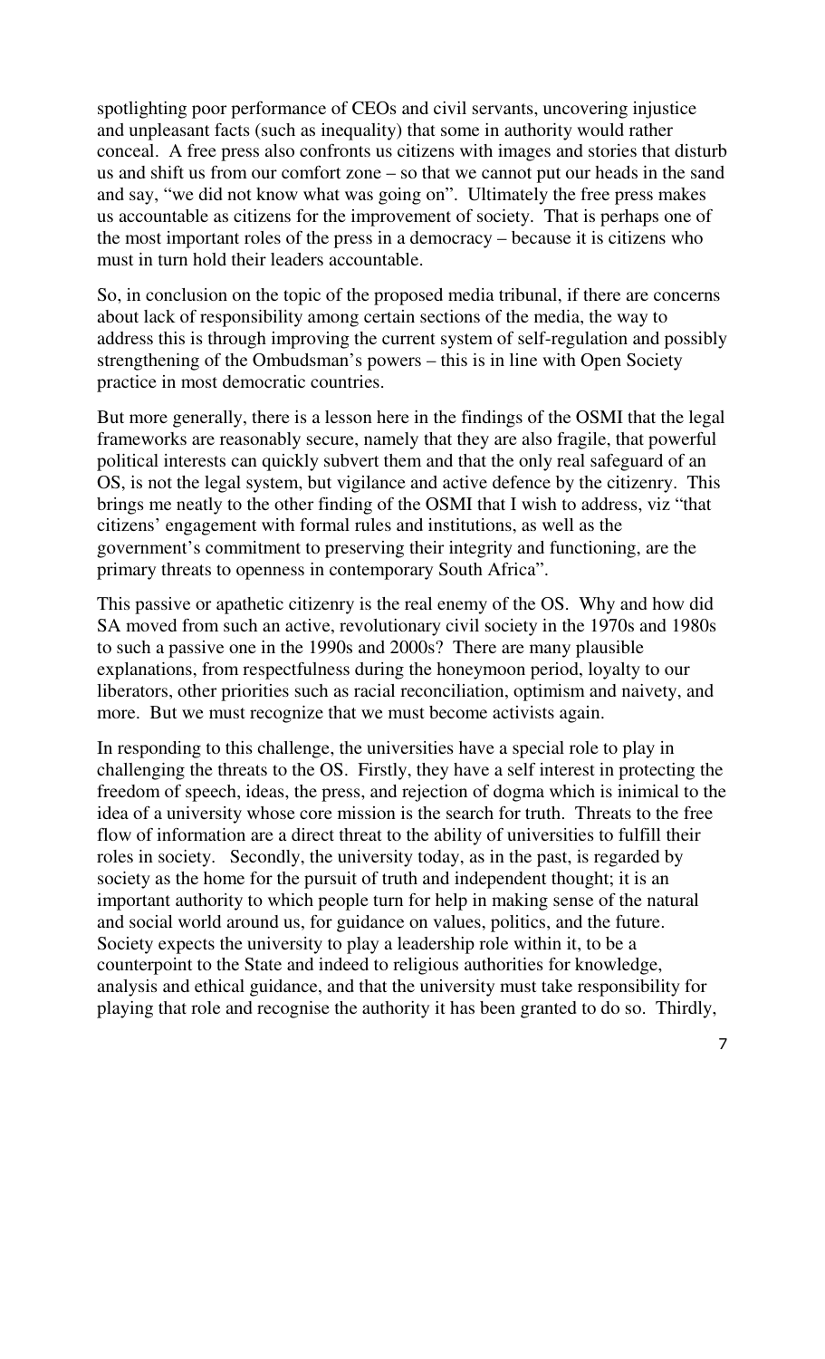spotlighting poor performance of CEOs and civil servants, uncovering injustice and unpleasant facts (such as inequality) that some in authority would rather conceal. A free press also confronts us citizens with images and stories that disturb us and shift us from our comfort zone – so that we cannot put our heads in the sand and say, "we did not know what was going on". Ultimately the free press makes us accountable as citizens for the improvement of society. That is perhaps one of the most important roles of the press in a democracy – because it is citizens who must in turn hold their leaders accountable.

So, in conclusion on the topic of the proposed media tribunal, if there are concerns about lack of responsibility among certain sections of the media, the way to address this is through improving the current system of self-regulation and possibly strengthening of the Ombudsman's powers – this is in line with Open Society practice in most democratic countries.

But more generally, there is a lesson here in the findings of the OSMI that the legal frameworks are reasonably secure, namely that they are also fragile, that powerful political interests can quickly subvert them and that the only real safeguard of an OS, is not the legal system, but vigilance and active defence by the citizenry. This brings me neatly to the other finding of the OSMI that I wish to address, viz "that citizens' engagement with formal rules and institutions, as well as the government's commitment to preserving their integrity and functioning, are the primary threats to openness in contemporary South Africa".

This passive or apathetic citizenry is the real enemy of the OS. Why and how did SA moved from such an active, revolutionary civil society in the 1970s and 1980s to such a passive one in the 1990s and 2000s? There are many plausible explanations, from respectfulness during the honeymoon period, loyalty to our liberators, other priorities such as racial reconciliation, optimism and naivety, and more. But we must recognize that we must become activists again.

In responding to this challenge, the universities have a special role to play in challenging the threats to the OS. Firstly, they have a self interest in protecting the freedom of speech, ideas, the press, and rejection of dogma which is inimical to the idea of a university whose core mission is the search for truth. Threats to the free flow of information are a direct threat to the ability of universities to fulfill their roles in society. Secondly, the university today, as in the past, is regarded by society as the home for the pursuit of truth and independent thought; it is an important authority to which people turn for help in making sense of the natural and social world around us, for guidance on values, politics, and the future. Society expects the university to play a leadership role within it, to be a counterpoint to the State and indeed to religious authorities for knowledge, analysis and ethical guidance, and that the university must take responsibility for playing that role and recognise the authority it has been granted to do so. Thirdly,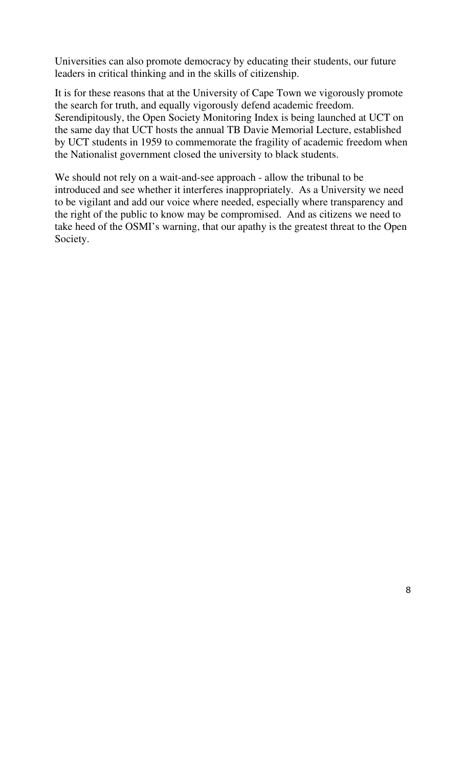Universities can also promote democracy by educating their students, our future leaders in critical thinking and in the skills of citizenship.

It is for these reasons that at the University of Cape Town we vigorously promote the search for truth, and equally vigorously defend academic freedom. Serendipitously, the Open Society Monitoring Index is being launched at UCT on the same day that UCT hosts the annual TB Davie Memorial Lecture, established by UCT students in 1959 to commemorate the fragility of academic freedom when the Nationalist government closed the university to black students.

We should not rely on a wait-and-see approach - allow the tribunal to be introduced and see whether it interferes inappropriately. As a University we need to be vigilant and add our voice where needed, especially where transparency and the right of the public to know may be compromised. And as citizens we need to take heed of the OSMI's warning, that our apathy is the greatest threat to the Open Society.